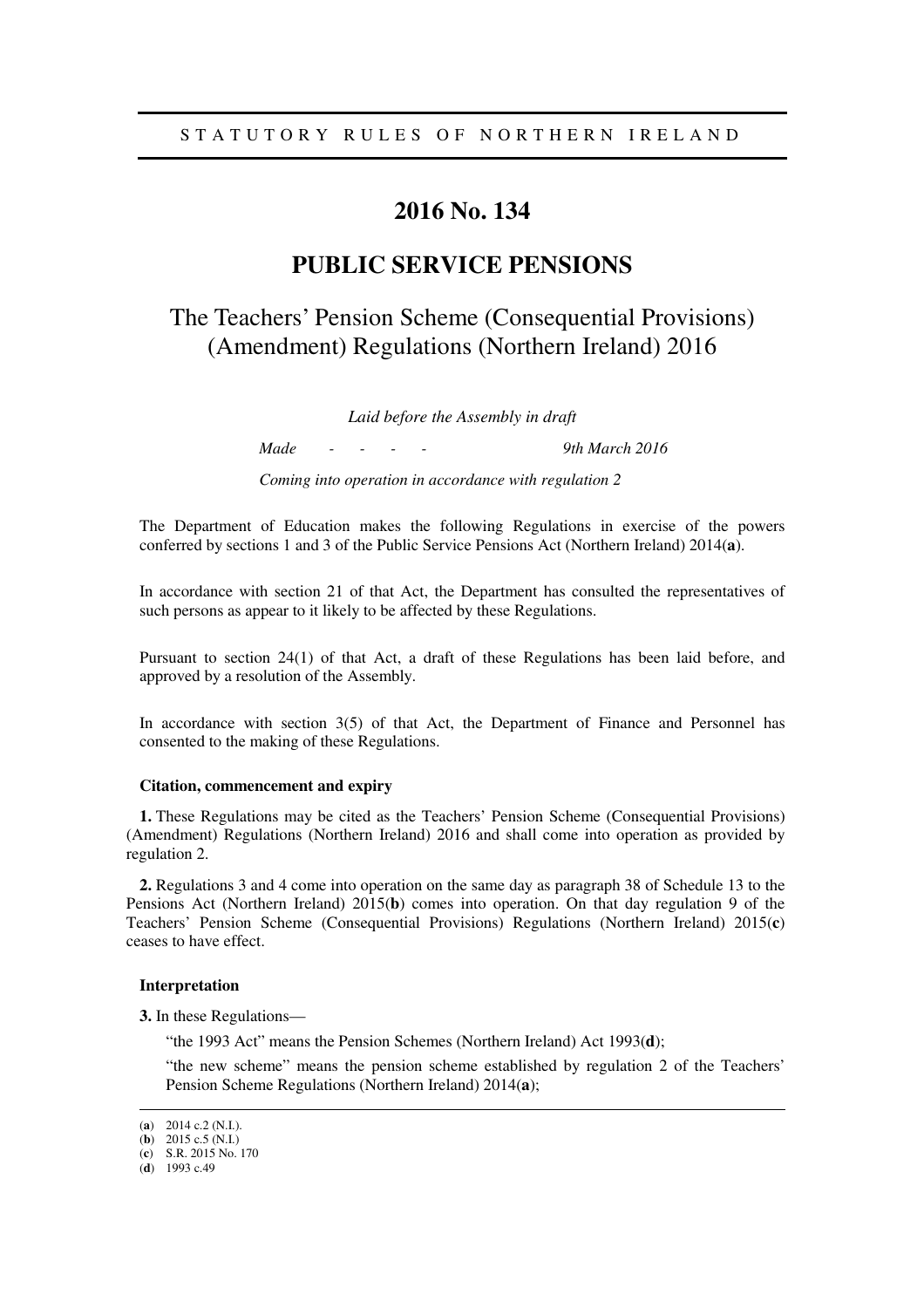STATUTORY RULES OF NORTHERN IRELAND

# 2016 No. 134

# PUBLIC SERVICE PENSIONS

## The Teachers' Pension Scheme (Consequential Provisions) (Amendment) Regulations (Northern Ireland) 2016

*Laid before the Assembly in draft*

*Made - - - - 9th March 2016*

*Coming into operation in accordance with regulation 2*

The Department of Education makes the following Regulations in exercise of the powers conferred by sections 1 and 3 of the Public Service Pensions Act (Northern Ireland) 2014(**a**).

In accordance with section 21 of that Act, the Department has consulted the representatives of such persons as appear to it likely to be affected by these Regulations.

Pursuant to section 24(1) of that Act, a draft of these Regulations has been laid before, and approved by a resolution of the Assembly.

In accordance with section 3(5) of that Act, the Department of Finance and Personnel has consented to the making of these Regulations.

### Citation, commencement and expiry

**1.** These Regulations may be cited as the Teachers' Pension Scheme (Consequential Provisions) (Amendment) Regulations (Northern Ireland) 2016 and shall come into operation as provided by regulation 2.

**2.** Regulations 3 and 4 come into operation on the same day as paragraph 38 of Schedule 13 to the Pensions Act (Northern Ireland) 2015(**b**) comes into operation. On that day regulation 9 of the Teachers' Pension Scheme (Consequential Provisions) Regulations (Northern Ireland) 2015(**c**) ceases to have effect.

### Interpretation

**3.** In these Regulations—

"the 1993 Act" means the Pension Schemes (Northern Ireland) Act 1993(**d**);

"the new scheme" means the pension scheme established by regulation 2 of the Teachers' Pension Scheme Regulations (Northern Ireland) 2014(**a**);

---

(**a**) 2014 c.2 (N.I.).
(**b**) 2015 c.5 (N.I.)
(**c**) S.R. 2015 No. 170
(**d**) 1993 c.49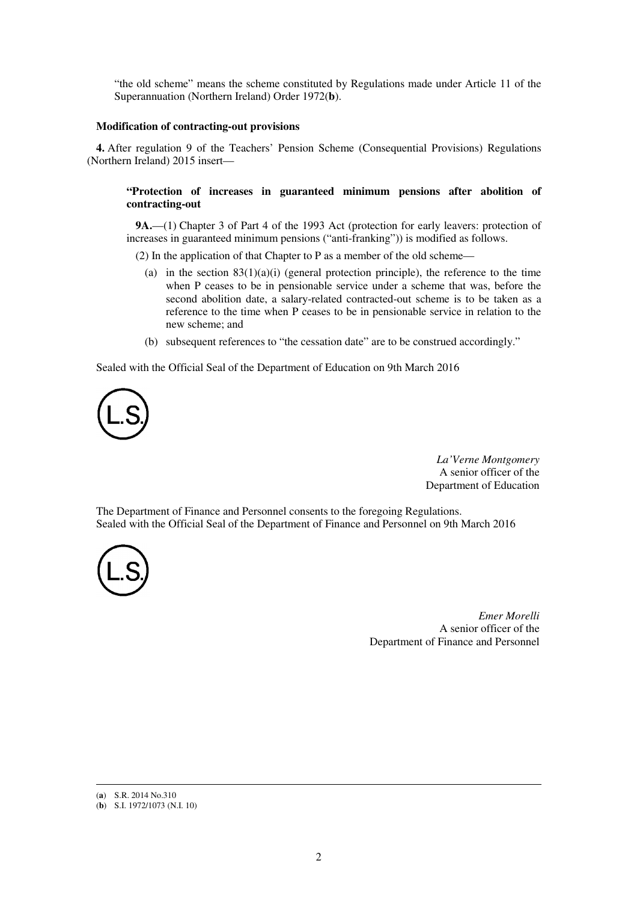"the old scheme" means the scheme constituted by Regulations made under Article 11 of the Superannuation (Northern Ireland) Order 1972(**b**).

**Modification of contracting-out provisions**

**4.** After regulation 9 of the Teachers' Pension Scheme (Consequential Provisions) Regulations (Northern Ireland) 2015 insert—

> **"Protection of increases in guaranteed minimum pensions after abolition of contracting-out**
>
> **9A.**—(1) Chapter 3 of Part 4 of the 1993 Act (protection for early leavers: protection of increases in guaranteed minimum pensions ("anti-franking")) is modified as follows.
>
> (2) In the application of that Chapter to P as a member of the old scheme—
>
> (a) in the section 83(1)(a)(i) (general protection principle), the reference to the time when P ceases to be in pensionable service under a scheme that was, before the second abolition date, a salary-related contracted-out scheme is to be taken as a reference to the time when P ceases to be in pensionable service in relation to the new scheme; and
>
> (b) subsequent references to "the cessation date" are to be construed accordingly."

Sealed with the Official Seal of the Department of Education on 9th March 2016

L.S.

*La'Verne Montgomery*
A senior officer of the
Department of Education

The Department of Finance and Personnel consents to the foregoing Regulations.
Sealed with the Official Seal of the Department of Finance and Personnel on 9th March 2016

L.S.

*Emer Morelli*
A senior officer of the
Department of Finance and Personnel

---

(**a**) S.R. 2014 No.310
(**b**) S.I. 1972/1073 (N.I. 10)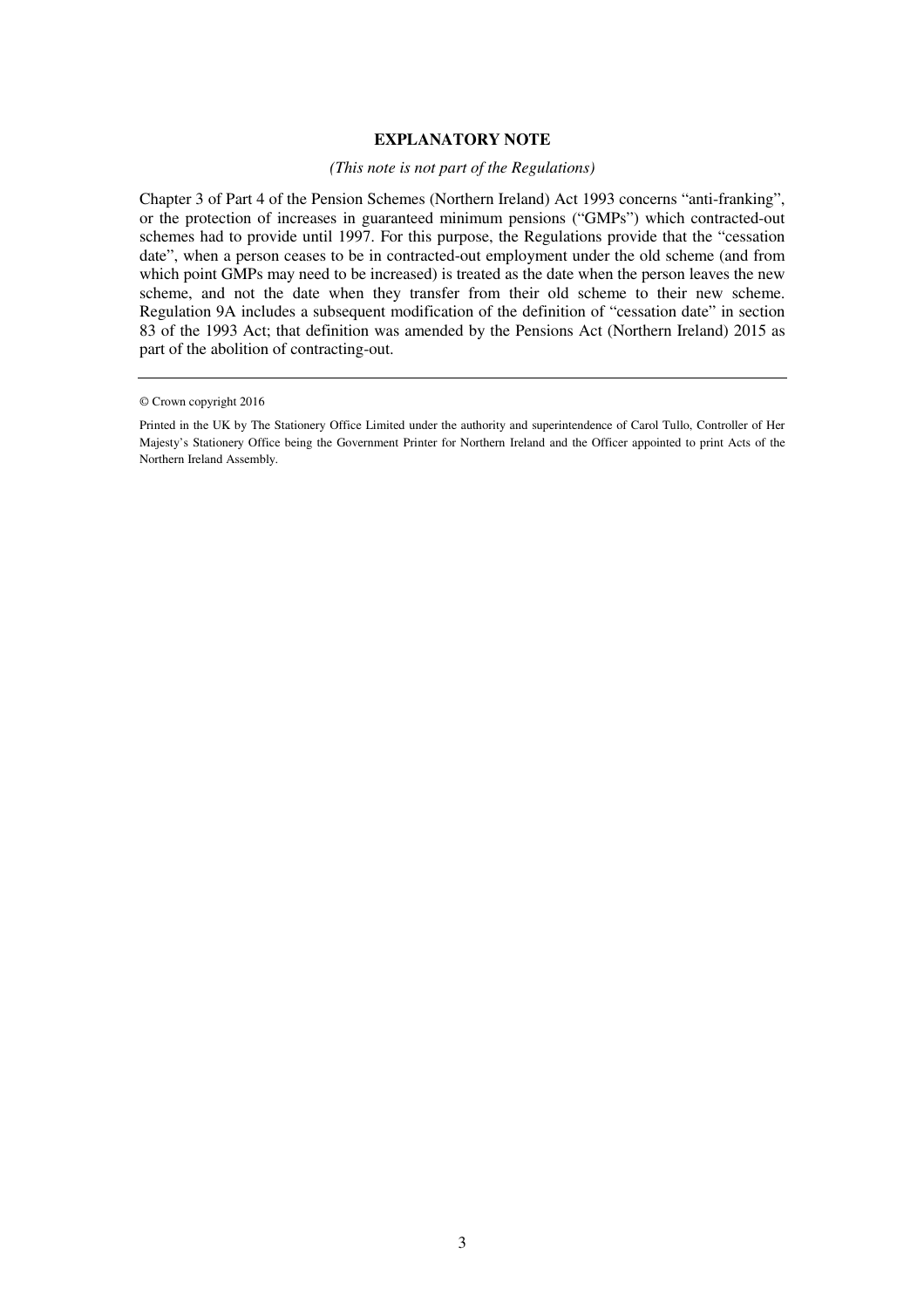## EXPLANATORY NOTE

*(This note is not part of the Regulations)*

Chapter 3 of Part 4 of the Pension Schemes (Northern Ireland) Act 1993 concerns "anti-franking", or the protection of increases in guaranteed minimum pensions ("GMPs") which contracted-out schemes had to provide until 1997. For this purpose, the Regulations provide that the "cessation date", when a person ceases to be in contracted-out employment under the old scheme (and from which point GMPs may need to be increased) is treated as the date when the person leaves the new scheme, and not the date when they transfer from their old scheme to their new scheme. Regulation 9A includes a subsequent modification of the definition of "cessation date" in section 83 of the 1993 Act; that definition was amended by the Pensions Act (Northern Ireland) 2015 as part of the abolition of contracting-out.

---

© Crown copyright 2016

Printed in the UK by The Stationery Office Limited under the authority and superintendence of Carol Tullo, Controller of Her Majesty's Stationery Office being the Government Printer for Northern Ireland and the Officer appointed to print Acts of the Northern Ireland Assembly.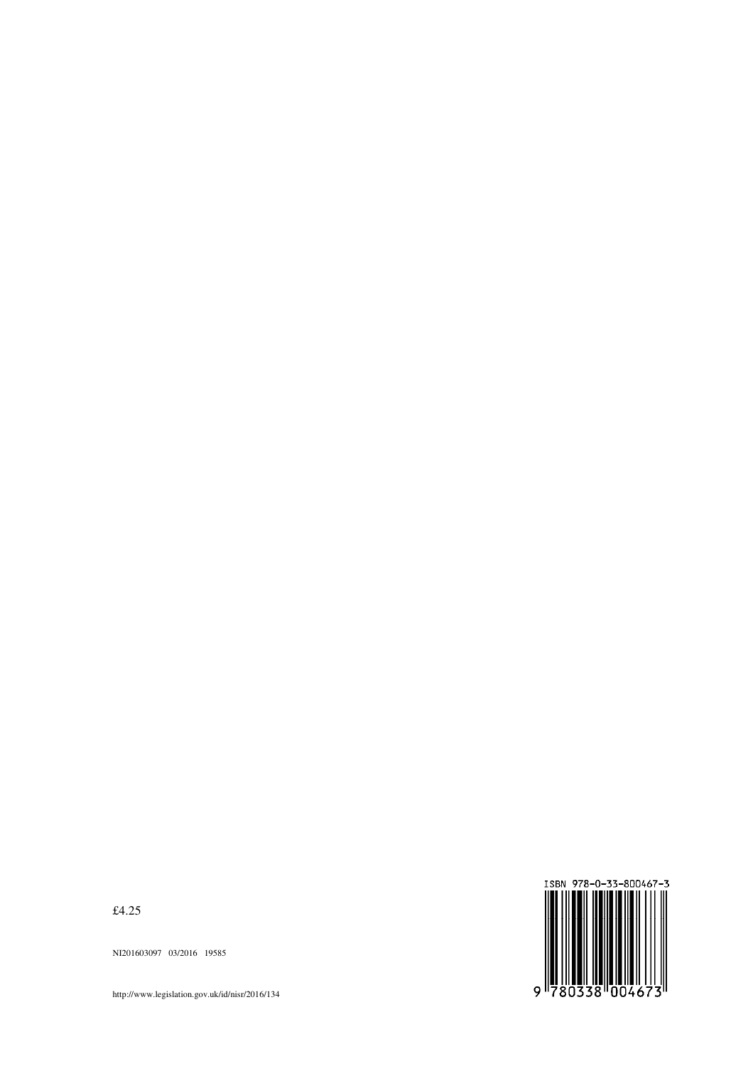£4.25

NI201603097 03/2016 19585

http://www.legislation.gov.uk/id/nisr/2016/134

ISBN 978-0-33-800467-3

9 780338 004673